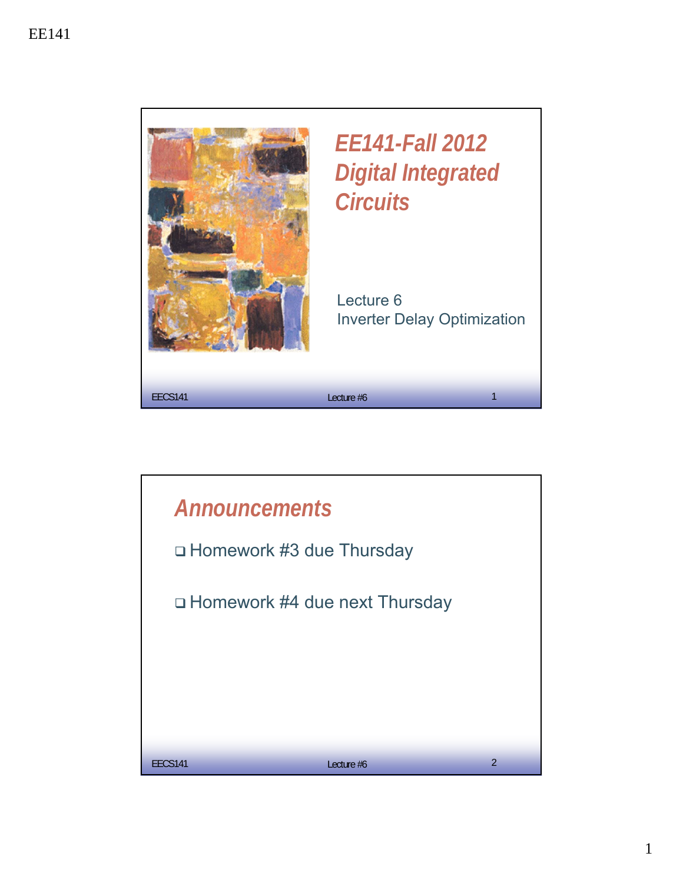# EE141-Fall 2012 Digital Integrated Circuits

Lecture 6
Inverter Delay Optimization

## Announcements

- Homework #3 due Thursday
- Homework #4 due next Thursday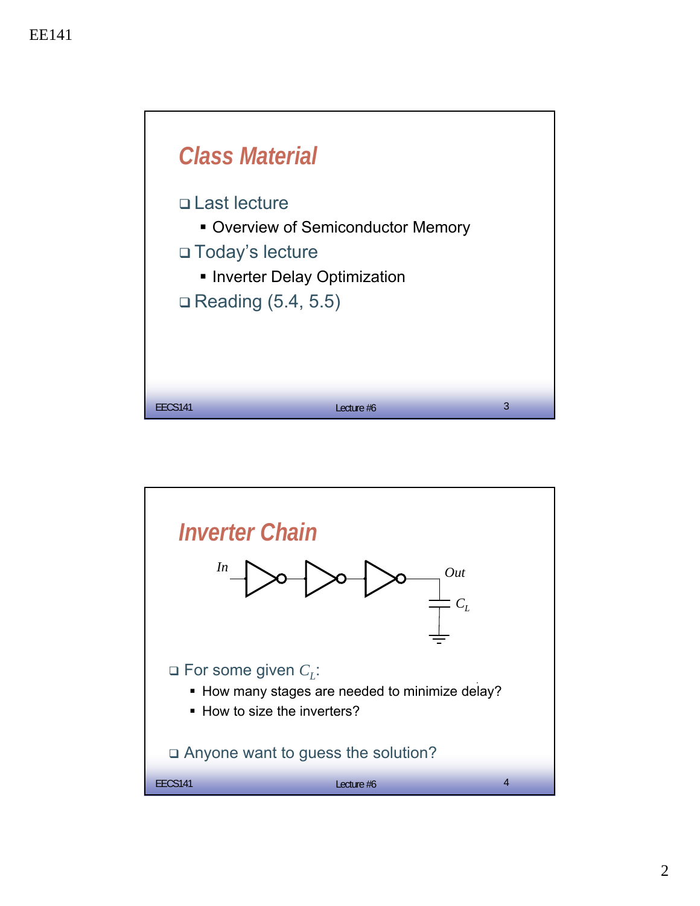## Class Material

- Last lecture
  - Overview of Semiconductor Memory
- Today's lecture
  - Inverter Delay Optimization
- Reading (5.4, 5.5)

## Inverter Chain

*In* → [inverter] → [inverter] → [inverter] → *Out*, with load capacitance $C_L$ to ground

- For some given $C_L$:
  - How many stages are needed to minimize delay?
  - How to size the inverters?
- Anyone want to guess the solution?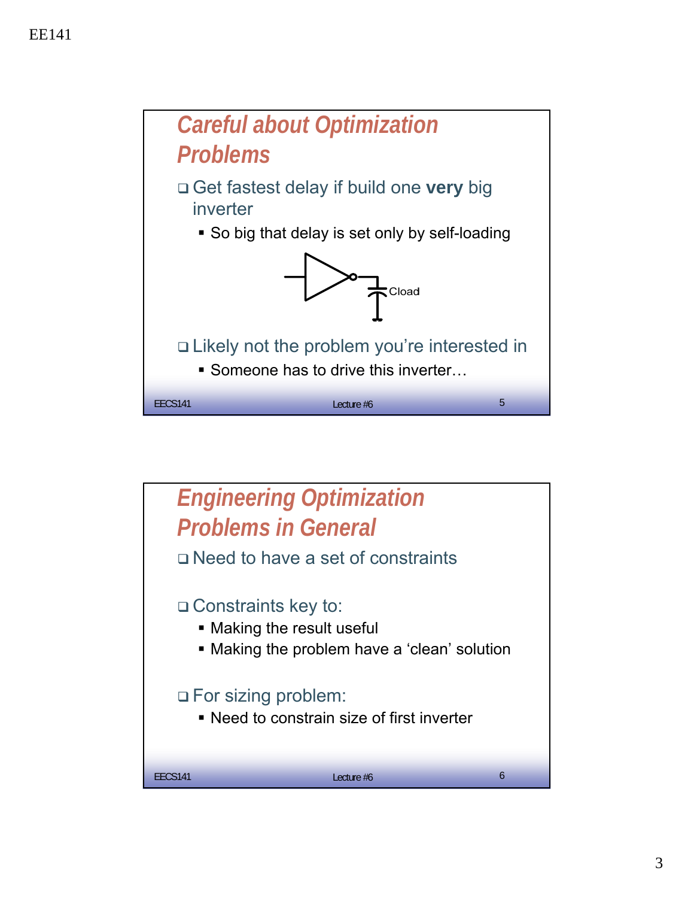## Careful about Optimization Problems

- Get fastest delay if build one **very** big inverter
  - So big that delay is set only by self-loading

Cload

- Likely not the problem you're interested in
  - Someone has to drive this inverter…

## Engineering Optimization Problems in General

- Need to have a set of constraints
- Constraints key to:
  - Making the result useful
  - Making the problem have a 'clean' solution
- For sizing problem:
  - Need to constrain size of first inverter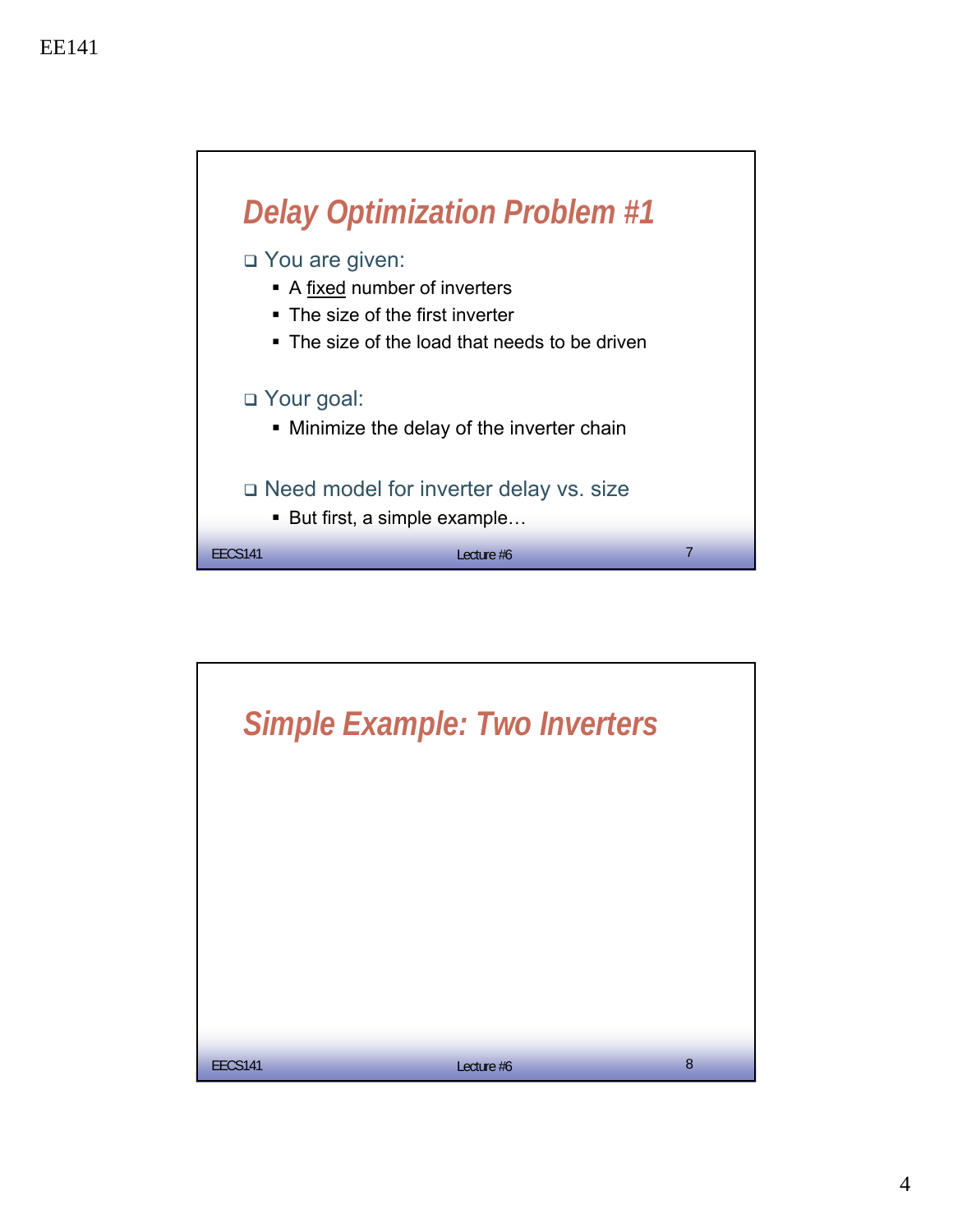## Delay Optimization Problem #1

- You are given:
  - A fixed number of inverters
  - The size of the first inverter
  - The size of the load that needs to be driven
- Your goal:
  - Minimize the delay of the inverter chain
- Need model for inverter delay vs. size
  - But first, a simple example…

## Simple Example: Two Inverters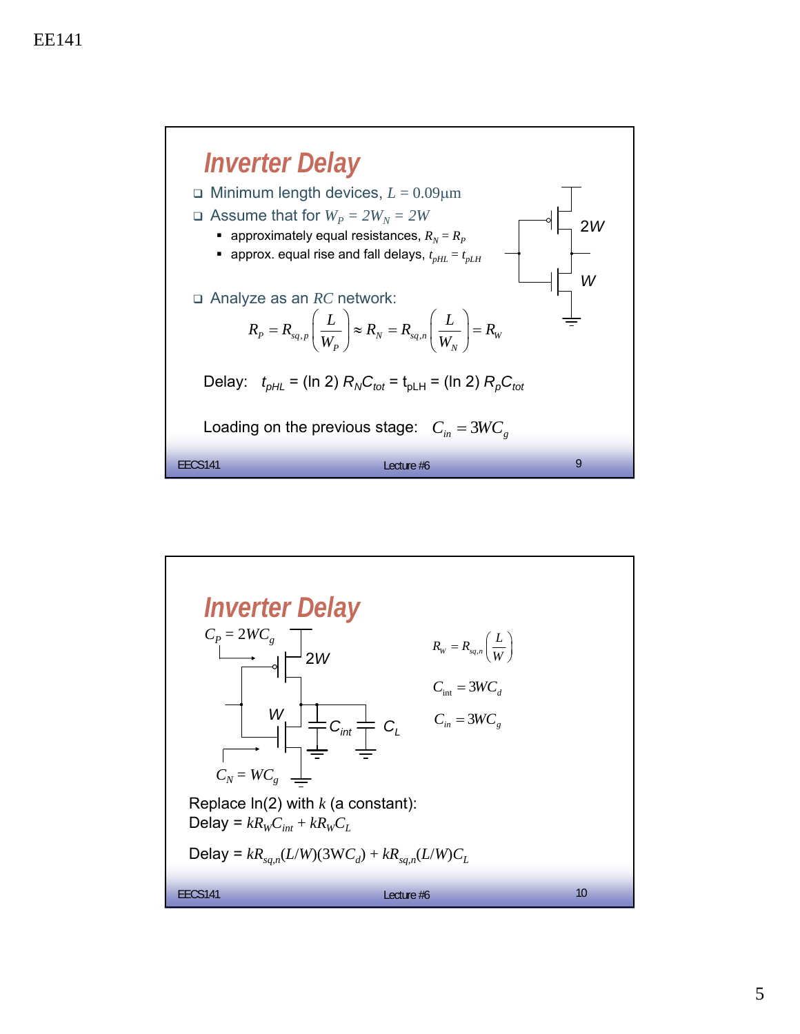## Inverter Delay

- Minimum length devices, $L = 0.09\mu m$
- Assume that for $W_P = 2W_N = 2W$
  - approximately equal resistances, $R_N = R_P$
  - approx. equal rise and fall delays, $t_{pHL} = t_{pLH}$
- Analyze as an $RC$ network:

$$R_P = R_{sq,p}\left(\frac{L}{W_P}\right) \approx R_N = R_{sq,n}\left(\frac{L}{W_N}\right) = R_W$$

2W

W

Delay: $t_{pHL} = (\ln 2)\, R_N C_{tot} = t_{pLH} = (\ln 2)\, R_p C_{tot}$

Loading on the previous stage: $C_{in} = 3WC_g$

## Inverter Delay

$C_P = 2WC_g$

2W

W

$C_{int}$ $C_L$

$C_N = WC_g$

$$R_W = R_{sq,n}\left(\frac{L}{W}\right)$$

$$C_{int} = 3WC_d$$

$$C_{in} = 3WC_g$$

Replace ln(2) with $k$ (a constant):

Delay = $kR_W C_{int} + kR_W C_L$

Delay = $kR_{sq,n}(L/W)(3WC_d) + kR_{sq,n}(L/W)C_L$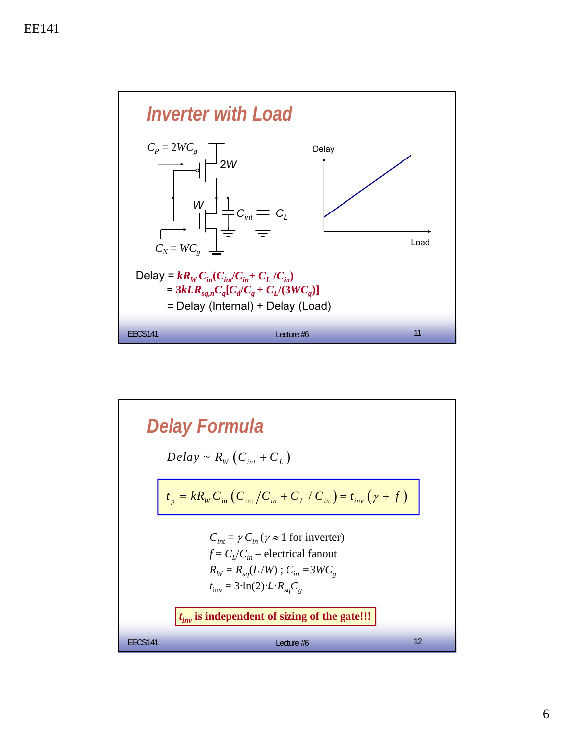## Inverter with Load

$C_P = 2WC_g$

2W

W

$C_{int}$ $C_L$

$C_N = WC_g$

Delay

Load

Delay = $kR_W C_{in}(C_{int}/C_{in} + C_L/C_{in})$
= $3kLR_{sq,n}C_g[C_d/C_g + C_L/(3WC_g)]$
= Delay (Internal) + Delay (Load)

## Delay Formula

$$Delay \sim R_W\left(C_{int} + C_L\right)$$

$$t_p = kR_W C_{in}\left(C_{int}/C_{in} + C_L/C_{in}\right) = t_{inv}\left(\gamma + f\right)$$

$C_{int} = \gamma C_{in}$ ($\gamma \approx 1$ for inverter)
$f = C_L/C_{in}$ – electrical fanout
$R_W = R_{sq}(L/W)$ ; $C_{in} = 3WC_g$
$t_{inv} = 3 \cdot \ln(2) \cdot L \cdot R_{sq}C_g$

**$t_{inv}$ is independent of sizing of the gate!!!**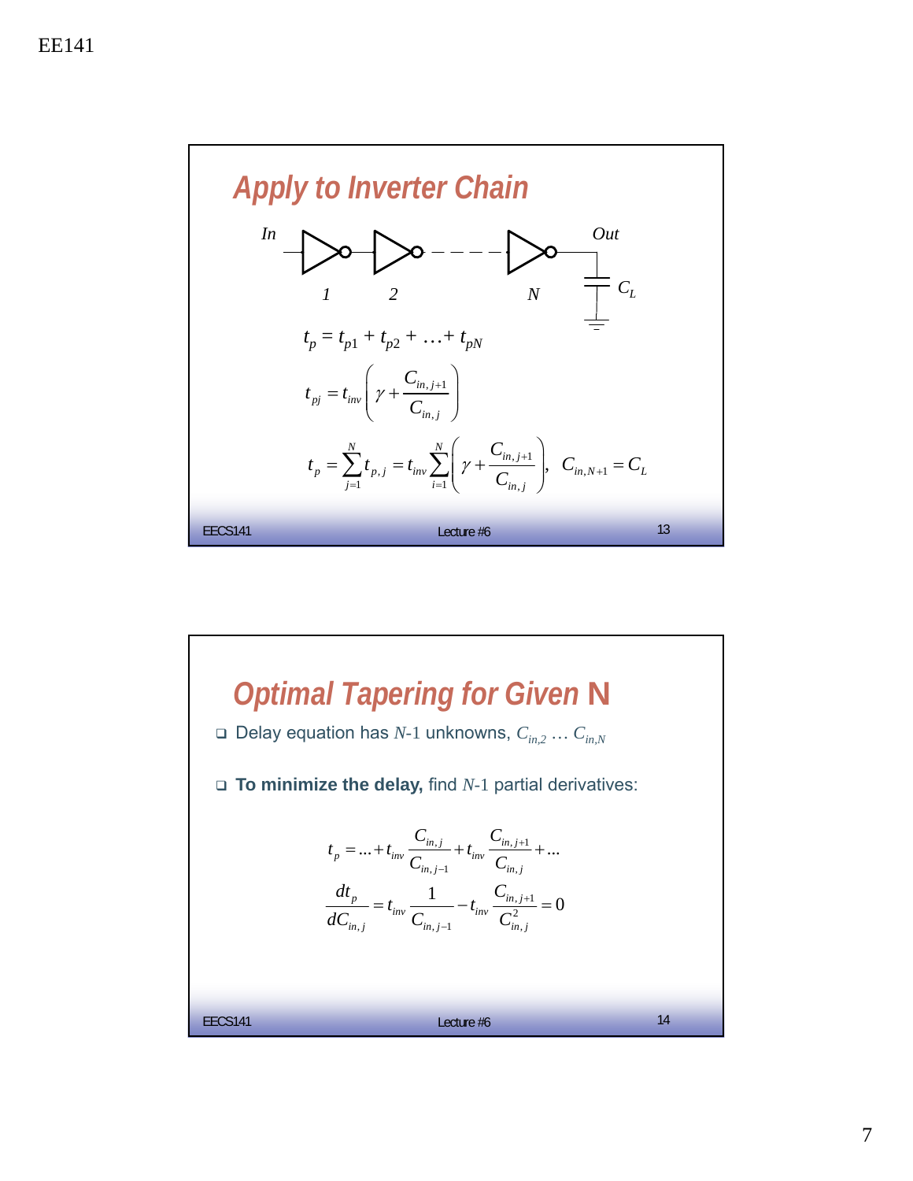## Apply to Inverter Chain

$$t_p = t_{p1} + t_{p2} + \ldots + t_{pN}$$

$$t_{pj} = t_{inv}\left(\gamma + \frac{C_{in,j+1}}{C_{in,j}}\right)$$

$$t_p = \sum_{j=1}^{N} t_{p,j} = t_{inv}\sum_{i=1}^{N}\left(\gamma + \frac{C_{in,j+1}}{C_{in,j}}\right), \quad C_{in,N+1} = C_L$$

## Optimal Tapering for Given N

- Delay equation has $N$-1 unknowns, $C_{in,2} \ldots C_{in,N}$
- **To minimize the delay,** find $N$-1 partial derivatives:

$$t_p = \ldots + t_{inv}\frac{C_{in,j}}{C_{in,j-1}} + t_{inv}\frac{C_{in,j+1}}{C_{in,j}} + \ldots$$

$$\frac{dt_p}{dC_{in,j}} = t_{inv}\frac{1}{C_{in,j-1}} - t_{inv}\frac{C_{in,j+1}}{C_{in,j}^2} = 0$$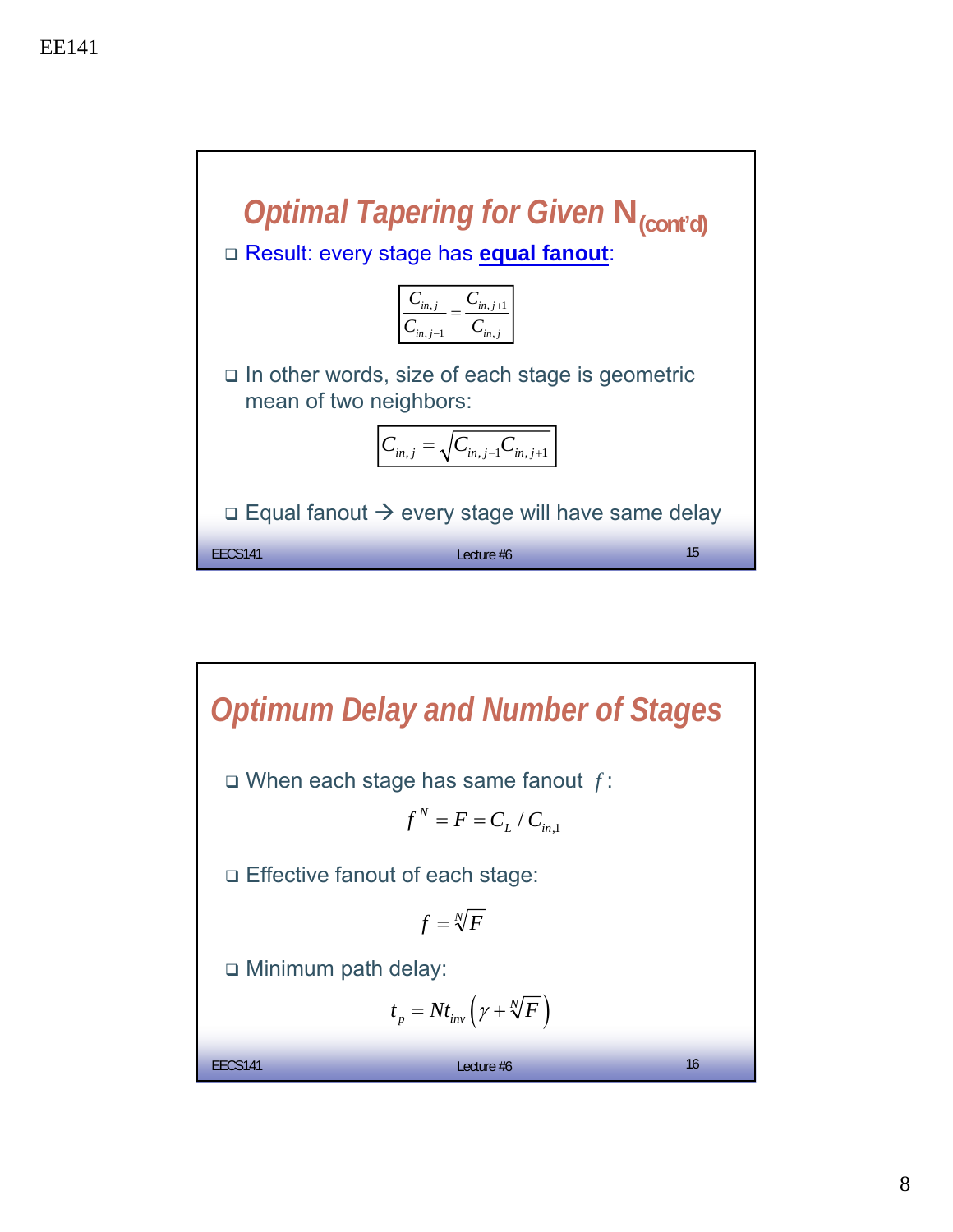## Optimal Tapering for Given N(cont'd)

- Result: every stage has **equal fanout**:

$$\frac{C_{in,j}}{C_{in,j-1}} = \frac{C_{in,j+1}}{C_{in,j}}$$

- In other words, size of each stage is geometric mean of two neighbors:

$$C_{in,j} = \sqrt{C_{in,j-1}C_{in,j+1}}$$

- Equal fanout → every stage will have same delay

## Optimum Delay and Number of Stages

- When each stage has same fanout $f$:

$$f^N = F = C_L / C_{in,1}$$

- Effective fanout of each stage:

$$f = \sqrt[N]{F}$$

- Minimum path delay:

$$t_p = Nt_{inv}\left(\gamma + \sqrt[N]{F}\right)$$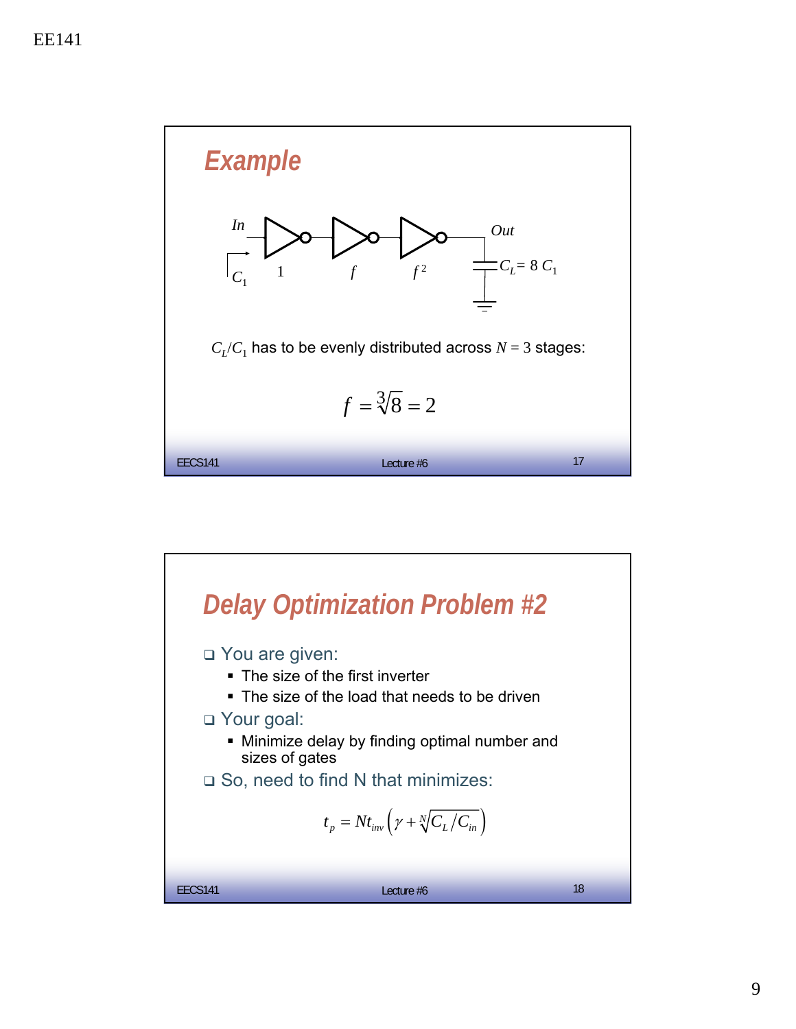## Example

In — $C_1$ — 1 — $f$ — $f^2$ — Out — $C_L = 8\, C_1$

$C_L/C_1$ has to be evenly distributed across $N = 3$ stages:

$$f = \sqrt[3]{8} = 2$$

## Delay Optimization Problem #2

- You are given:
  - The size of the first inverter
  - The size of the load that needs to be driven
- Your goal:
  - Minimize delay by finding optimal number and sizes of gates
- So, need to find N that minimizes:

$$t_p = N t_{inv} \left( \gamma + \sqrt[N]{C_L / C_{in}} \right)$$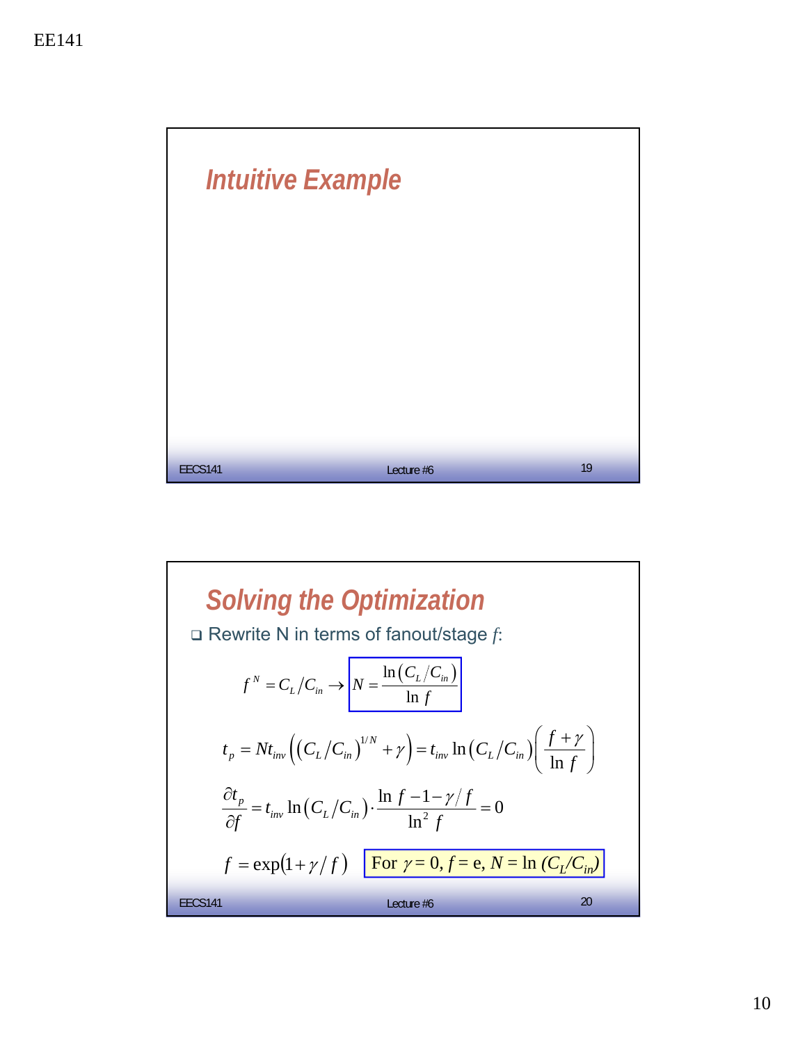## Intuitive Example

## Solving the Optimization

- Rewrite N in terms of fanout/stage *f*:

$$f^N = C_L/C_{in} \rightarrow \boxed{N = \frac{\ln\left(C_L/C_{in}\right)}{\ln f}}$$

$$t_p = Nt_{inv}\left(\left(C_L/C_{in}\right)^{1/N} + \gamma\right) = t_{inv}\ln\left(C_L/C_{in}\right)\left(\frac{f+\gamma}{\ln f}\right)$$

$$\frac{\partial t_p}{\partial f} = t_{inv}\ln\left(C_L/C_{in}\right)\cdot\frac{\ln f - 1 - \gamma/f}{\ln^2 f} = 0$$

$$f = \exp\left(1 + \gamma/f\right)$$

For $\gamma = 0$, $f = e$, $N = \ln\left(C_L/C_{in}\right)$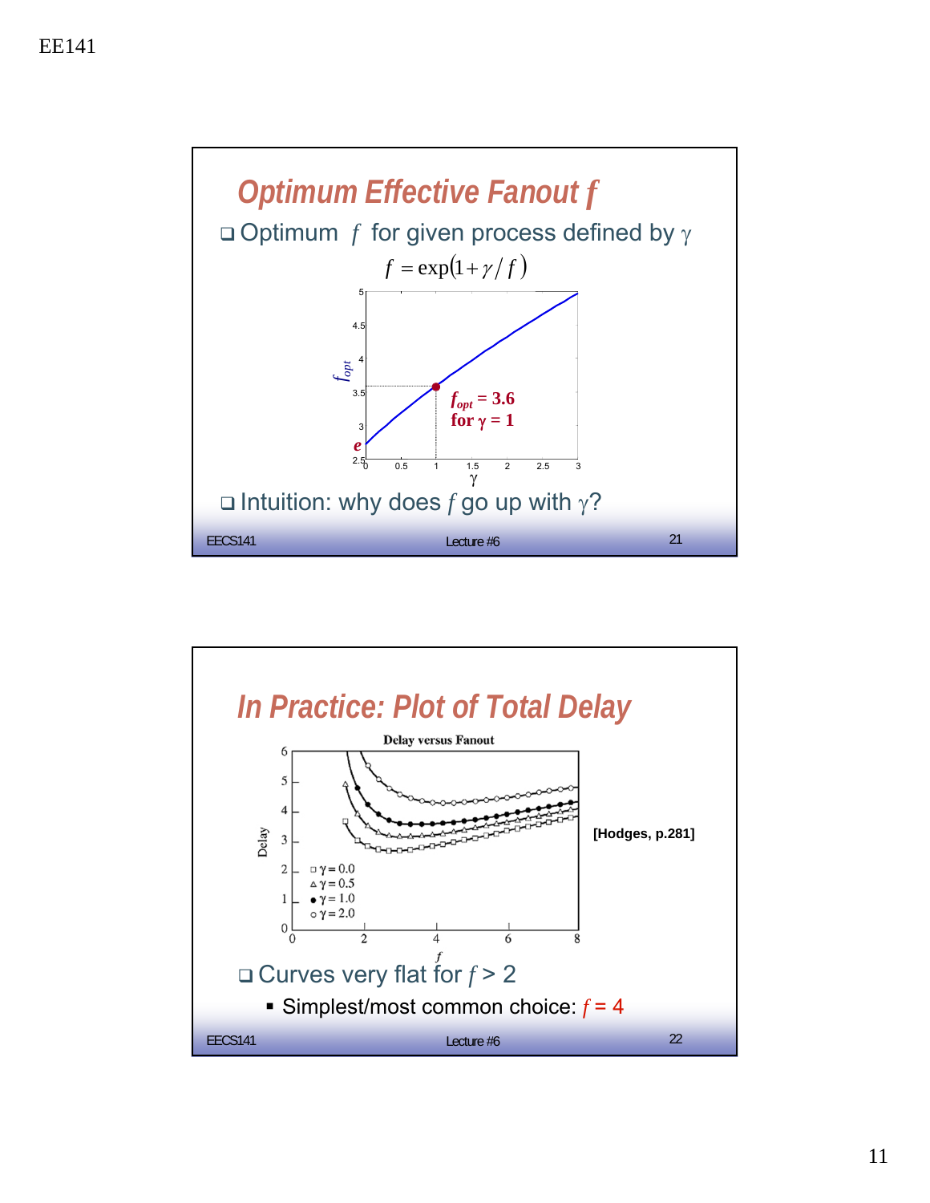## Optimum Effective Fanout *f*

- Optimum $f$ for given process defined by $\gamma$

$$f = \exp(1 + \gamma / f)$$

$f_{opt} = 3.6$ for $\gamma = 1$

- Intuition: why does $f$ go up with $\gamma$?

## In Practice: Plot of Total Delay

Delay versus Fanout

[Hodges, p.281]

- Curves very flat for $f > 2$
  - Simplest/most common choice: $f = 4$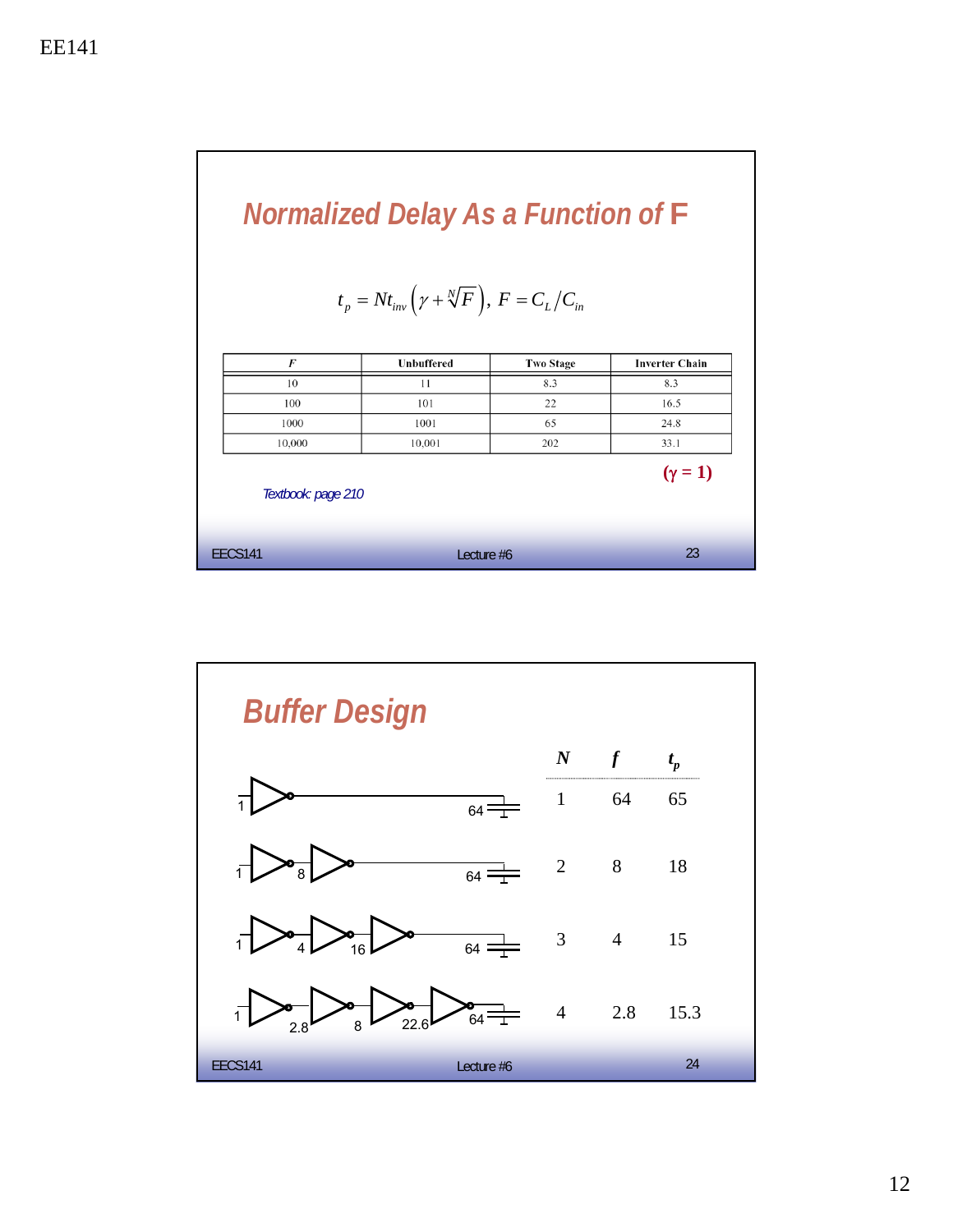## Normalized Delay As a Function of F

$$t_p = N t_{inv}\left(\gamma + \sqrt[N]{F}\right),\ F = C_L / C_{in}$$

| F | Unbuffered | Two Stage | Inverter Chain |
|---|---|---|---|
| 10 | 11 | 8.3 | 8.3 |
| 100 | 101 | 22 | 16.5 |
| 1000 | 1001 | 65 | 24.8 |
| 10,000 | 10,001 | 202 | 33.1 |

**($\gamma = 1$)**

*Textbook: page 210*

## Buffer Design

| N | f | $t_p$ |
|---|---|---|
| 1 | 64 | 65 |
| 2 | 8 | 18 |
| 3 | 4 | 15 |
| 4 | 2.8 | 15.3 |

Inverter chains (input 1, load 64):

- N = 1: 1 → 64
- N = 2: 1, 8 → 64
- N = 3: 1, 4, 16 → 64
- N = 4: 1, 2.8, 8, 22.6 → 64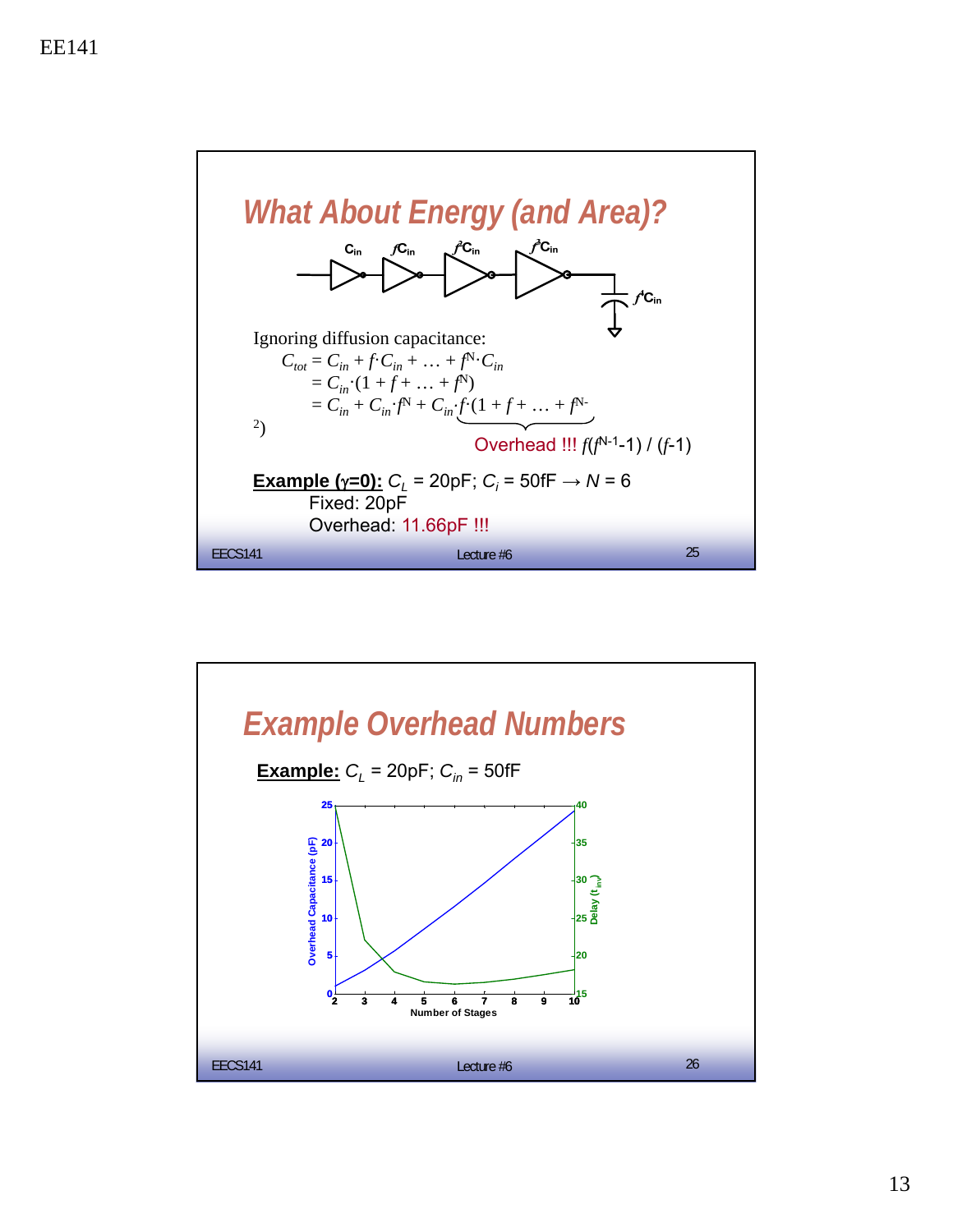## What About Energy (and Area)?

Ignoring diffusion capacitance:

$$C_{tot} = C_{in} + f \cdot C_{in} + \ldots + f^N \cdot C_{in}$$
$$= C_{in} \cdot (1 + f + \ldots + f^N)$$
$$= C_{in} + C_{in} \cdot f^N + C_{in} \cdot f \cdot (1 + f + \ldots + f^{N-2})$$

Overhead !!! $f(f^{N-1}-1) / (f-1)$

**Example ($\gamma$=0):** $C_L$ = 20pF; $C_i$ = 50fF → $N$ = 6

Fixed: 20pF

Overhead: 11.66pF !!!

## Example Overhead Numbers

**Example:** $C_L$ = 20pF; $C_{in}$ = 50fF

Overhead Capacitance (pF) / Delay ($t_{inv}$) vs. Number of Stages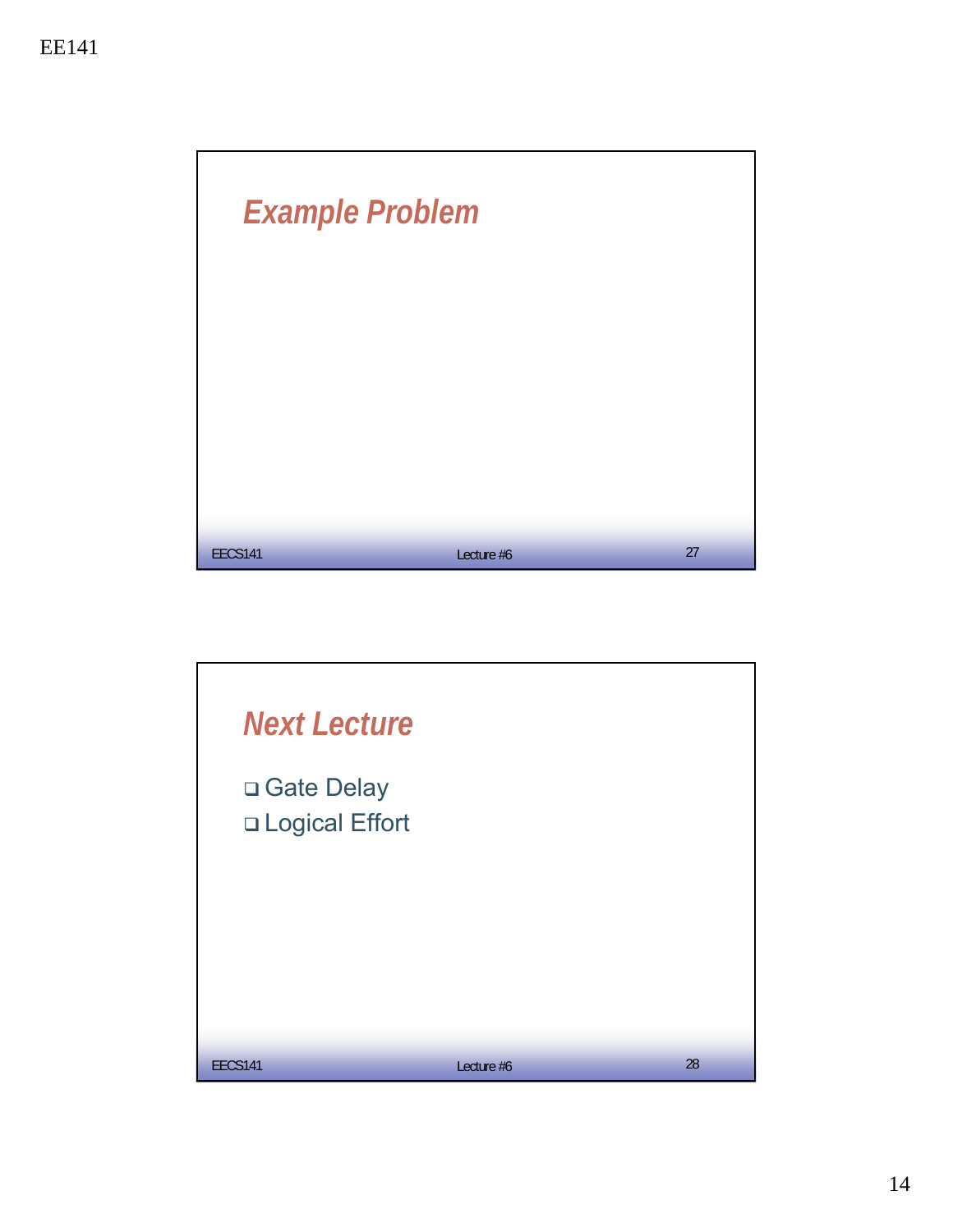## Example Problem

## Next Lecture

- Gate Delay
- Logical Effort